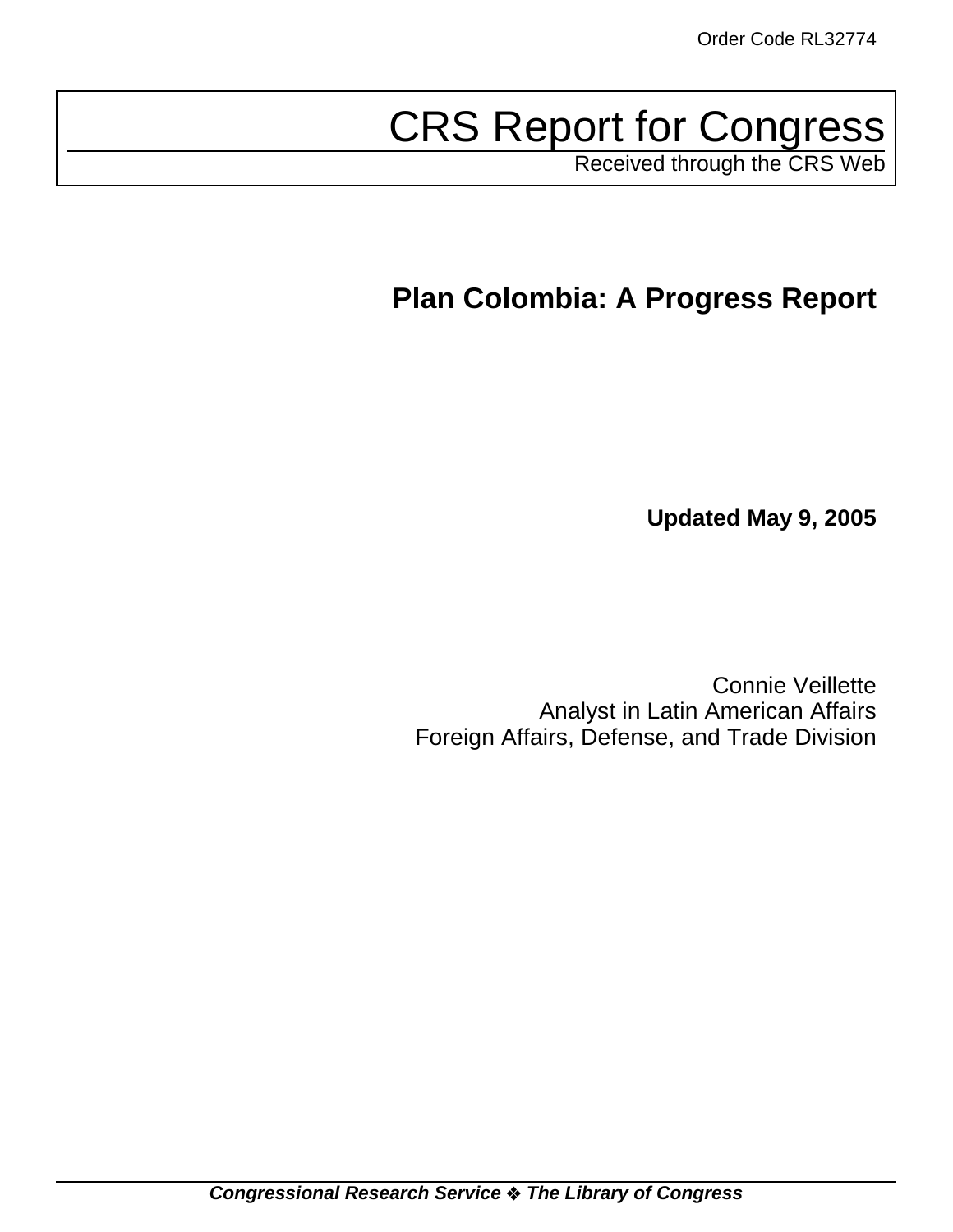Order Code RL32774

# CRS Report for Congress

Received through the CRS Web

## Plan Colombia: A Progress Report

**Updated May 9, 2005**

Connie Veillette
Analyst in Latin American Affairs
Foreign Affairs, Defense, and Trade Division

***Congressional Research Service ❖ The Library of Congress***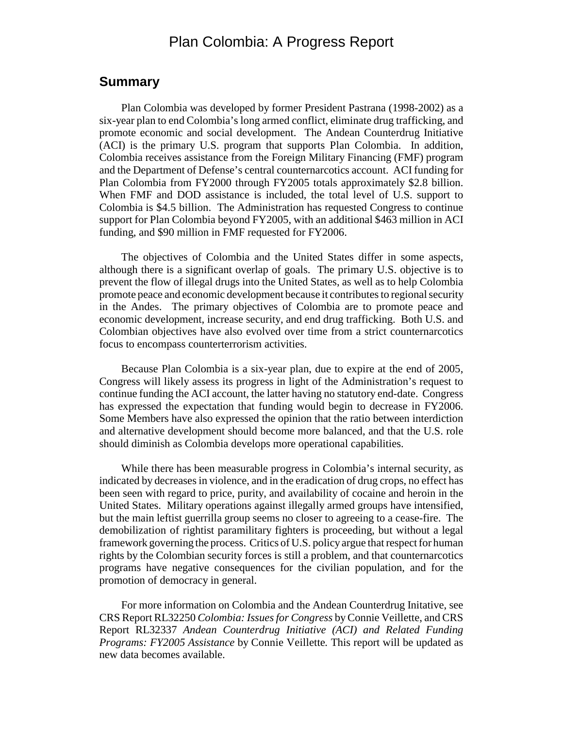# Plan Colombia: A Progress Report

## Summary

Plan Colombia was developed by former President Pastrana (1998-2002) as a six-year plan to end Colombia's long armed conflict, eliminate drug trafficking, and promote economic and social development. The Andean Counterdrug Initiative (ACI) is the primary U.S. program that supports Plan Colombia. In addition, Colombia receives assistance from the Foreign Military Financing (FMF) program and the Department of Defense's central counternarcotics account. ACI funding for Plan Colombia from FY2000 through FY2005 totals approximately $2.8 billion. When FMF and DOD assistance is included, the total level of U.S. support to Colombia is $4.5 billion. The Administration has requested Congress to continue support for Plan Colombia beyond FY2005, with an additional $463 million in ACI funding, and $90 million in FMF requested for FY2006.

The objectives of Colombia and the United States differ in some aspects, although there is a significant overlap of goals. The primary U.S. objective is to prevent the flow of illegal drugs into the United States, as well as to help Colombia promote peace and economic development because it contributes to regional security in the Andes. The primary objectives of Colombia are to promote peace and economic development, increase security, and end drug trafficking. Both U.S. and Colombian objectives have also evolved over time from a strict counternarcotics focus to encompass counterterrorism activities.

Because Plan Colombia is a six-year plan, due to expire at the end of 2005, Congress will likely assess its progress in light of the Administration's request to continue funding the ACI account, the latter having no statutory end-date. Congress has expressed the expectation that funding would begin to decrease in FY2006. Some Members have also expressed the opinion that the ratio between interdiction and alternative development should become more balanced, and that the U.S. role should diminish as Colombia develops more operational capabilities.

While there has been measurable progress in Colombia's internal security, as indicated by decreases in violence, and in the eradication of drug crops, no effect has been seen with regard to price, purity, and availability of cocaine and heroin in the United States. Military operations against illegally armed groups have intensified, but the main leftist guerrilla group seems no closer to agreeing to a cease-fire. The demobilization of rightist paramilitary fighters is proceeding, but without a legal framework governing the process. Critics of U.S. policy argue that respect for human rights by the Colombian security forces is still a problem, and that counternarcotics programs have negative consequences for the civilian population, and for the promotion of democracy in general.

For more information on Colombia and the Andean Counterdrug Initative, see CRS Report RL32250 *Colombia: Issues for Congress* by Connie Veillette, and CRS Report RL32337 *Andean Counterdrug Initiative (ACI) and Related Funding Programs: FY2005 Assistance* by Connie Veillette. This report will be updated as new data becomes available.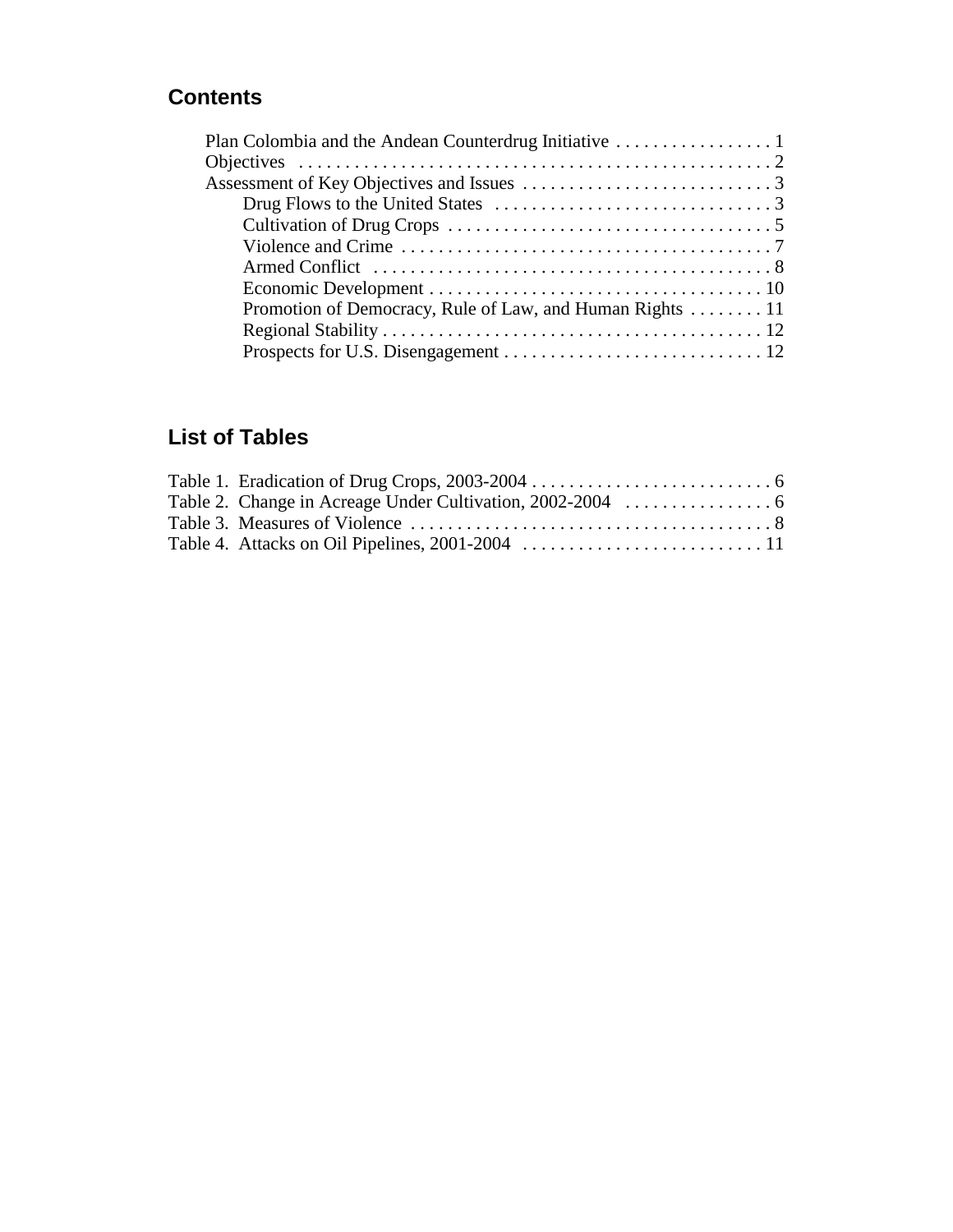## Contents

Plan Colombia and the Andean Counterdrug Initiative . . . . . . . . . . . . . . . . . 1
Objectives . . . . . . . . . . . . . . . . . . . . . . . . . . . . . . . . . . . . . . . . . . . . . . . . . . . 2
Assessment of Key Objectives and Issues . . . . . . . . . . . . . . . . . . . . . . . . . . . 3
- Drug Flows to the United States . . . . . . . . . . . . . . . . . . . . . . . . . . . . . . 3
- Cultivation of Drug Crops . . . . . . . . . . . . . . . . . . . . . . . . . . . . . . . . . . . 5
- Violence and Crime . . . . . . . . . . . . . . . . . . . . . . . . . . . . . . . . . . . . . . . 7
- Armed Conflict . . . . . . . . . . . . . . . . . . . . . . . . . . . . . . . . . . . . . . . . . . 8
- Economic Development . . . . . . . . . . . . . . . . . . . . . . . . . . . . . . . . . . . . 10
- Promotion of Democracy, Rule of Law, and Human Rights . . . . . . . . 11
- Regional Stability . . . . . . . . . . . . . . . . . . . . . . . . . . . . . . . . . . . . . . . . . 12
- Prospects for U.S. Disengagement . . . . . . . . . . . . . . . . . . . . . . . . . . . . 12

## List of Tables

Table 1. Eradication of Drug Crops, 2003-2004 . . . . . . . . . . . . . . . . . . . . . . . . . . 6
Table 2. Change in Acreage Under Cultivation, 2002-2004 . . . . . . . . . . . . . . . . 6
Table 3. Measures of Violence . . . . . . . . . . . . . . . . . . . . . . . . . . . . . . . . . . . . . . . 8
Table 4. Attacks on Oil Pipelines, 2001-2004 . . . . . . . . . . . . . . . . . . . . . . . . . . 11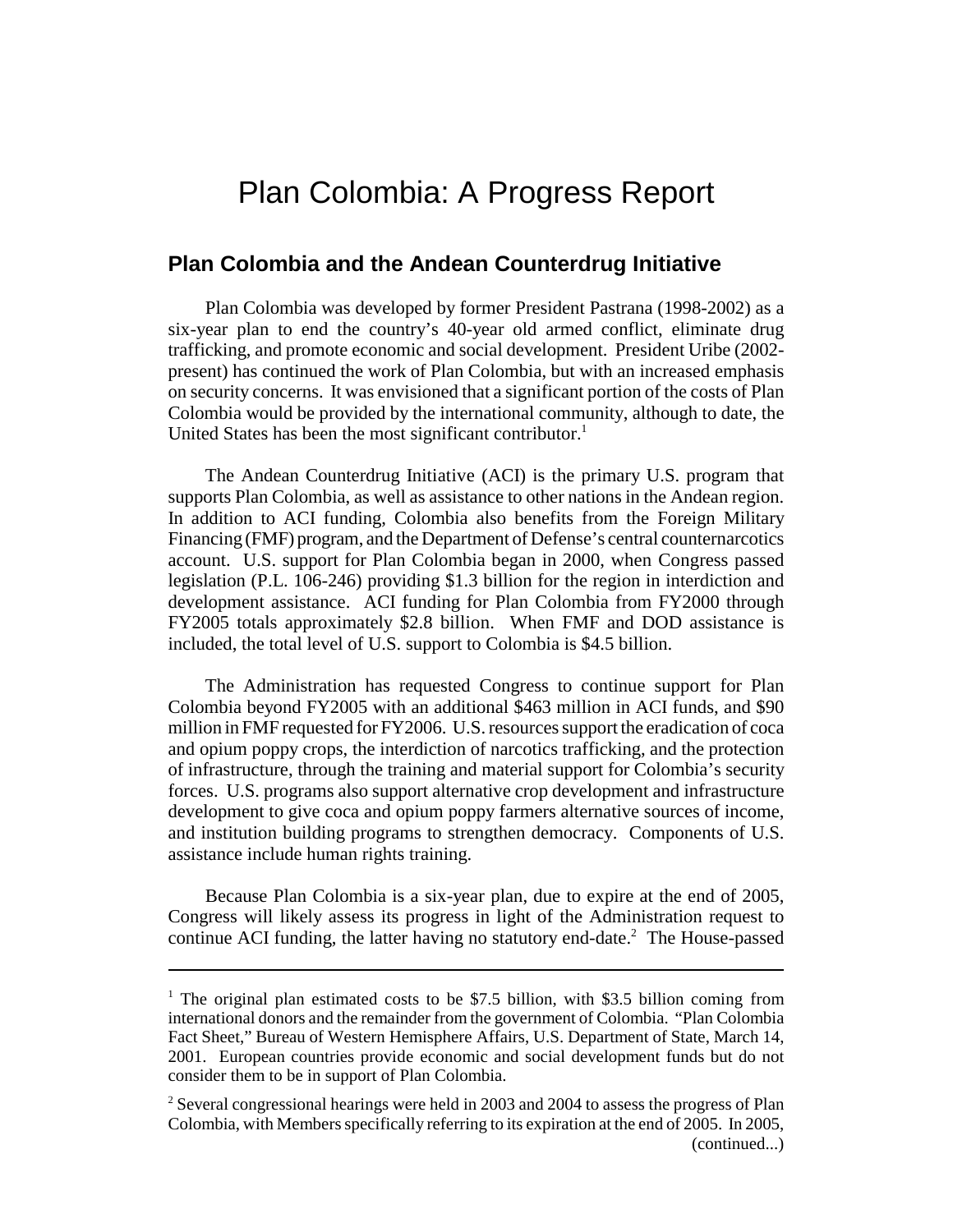# Plan Colombia: A Progress Report

## Plan Colombia and the Andean Counterdrug Initiative

Plan Colombia was developed by former President Pastrana (1998-2002) as a six-year plan to end the country's 40-year old armed conflict, eliminate drug trafficking, and promote economic and social development. President Uribe (2002-present) has continued the work of Plan Colombia, but with an increased emphasis on security concerns. It was envisioned that a significant portion of the costs of Plan Colombia would be provided by the international community, although to date, the United States has been the most significant contributor.[1]

The Andean Counterdrug Initiative (ACI) is the primary U.S. program that supports Plan Colombia, as well as assistance to other nations in the Andean region. In addition to ACI funding, Colombia also benefits from the Foreign Military Financing (FMF) program, and the Department of Defense's central counternarcotics account. U.S. support for Plan Colombia began in 2000, when Congress passed legislation (P.L. 106-246) providing $1.3 billion for the region in interdiction and development assistance. ACI funding for Plan Colombia from FY2000 through FY2005 totals approximately $2.8 billion. When FMF and DOD assistance is included, the total level of U.S. support to Colombia is $4.5 billion.

The Administration has requested Congress to continue support for Plan Colombia beyond FY2005 with an additional $463 million in ACI funds, and $90 million in FMF requested for FY2006. U.S. resources support the eradication of coca and opium poppy crops, the interdiction of narcotics trafficking, and the protection of infrastructure, through the training and material support for Colombia's security forces. U.S. programs also support alternative crop development and infrastructure development to give coca and opium poppy farmers alternative sources of income, and institution building programs to strengthen democracy. Components of U.S. assistance include human rights training.

Because Plan Colombia is a six-year plan, due to expire at the end of 2005, Congress will likely assess its progress in light of the Administration request to continue ACI funding, the latter having no statutory end-date.[2] The House-passed

---

[1] The original plan estimated costs to be $7.5 billion, with $3.5 billion coming from international donors and the remainder from the government of Colombia. "Plan Colombia Fact Sheet," Bureau of Western Hemisphere Affairs, U.S. Department of State, March 14, 2001. European countries provide economic and social development funds but do not consider them to be in support of Plan Colombia.

[2] Several congressional hearings were held in 2003 and 2004 to assess the progress of Plan Colombia, with Members specifically referring to its expiration at the end of 2005. In 2005, (continued...)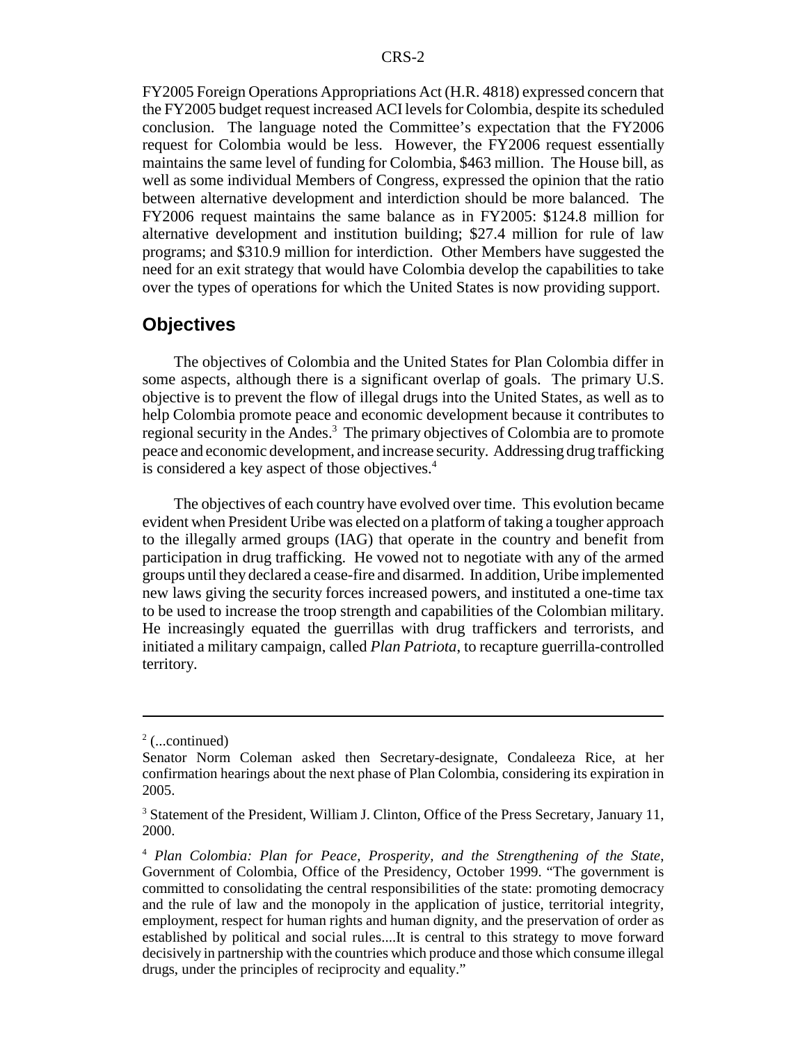FY2005 Foreign Operations Appropriations Act (H.R. 4818) expressed concern that the FY2005 budget request increased ACI levels for Colombia, despite its scheduled conclusion. The language noted the Committee's expectation that the FY2006 request for Colombia would be less. However, the FY2006 request essentially maintains the same level of funding for Colombia, $463 million. The House bill, as well as some individual Members of Congress, expressed the opinion that the ratio between alternative development and interdiction should be more balanced. The FY2006 request maintains the same balance as in FY2005: $124.8 million for alternative development and institution building; $27.4 million for rule of law programs; and $310.9 million for interdiction. Other Members have suggested the need for an exit strategy that would have Colombia develop the capabilities to take over the types of operations for which the United States is now providing support.

## Objectives

The objectives of Colombia and the United States for Plan Colombia differ in some aspects, although there is a significant overlap of goals. The primary U.S. objective is to prevent the flow of illegal drugs into the United States, as well as to help Colombia promote peace and economic development because it contributes to regional security in the Andes.[3] The primary objectives of Colombia are to promote peace and economic development, and increase security. Addressing drug trafficking is considered a key aspect of those objectives.[4]

The objectives of each country have evolved over time. This evolution became evident when President Uribe was elected on a platform of taking a tougher approach to the illegally armed groups (IAG) that operate in the country and benefit from participation in drug trafficking. He vowed not to negotiate with any of the armed groups until they declared a cease-fire and disarmed. In addition, Uribe implemented new laws giving the security forces increased powers, and instituted a one-time tax to be used to increase the troop strength and capabilities of the Colombian military. He increasingly equated the guerrillas with drug traffickers and terrorists, and initiated a military campaign, called *Plan Patriota*, to recapture guerrilla-controlled territory.

---

[2] (...continued)
Senator Norm Coleman asked then Secretary-designate, Condaleeza Rice, at her confirmation hearings about the next phase of Plan Colombia, considering its expiration in 2005.

[3] Statement of the President, William J. Clinton, Office of the Press Secretary, January 11, 2000.

[4] *Plan Colombia: Plan for Peace, Prosperity, and the Strengthening of the State*, Government of Colombia, Office of the Presidency, October 1999. "The government is committed to consolidating the central responsibilities of the state: promoting democracy and the rule of law and the monopoly in the application of justice, territorial integrity, employment, respect for human rights and human dignity, and the preservation of order as established by political and social rules....It is central to this strategy to move forward decisively in partnership with the countries which produce and those which consume illegal drugs, under the principles of reciprocity and equality."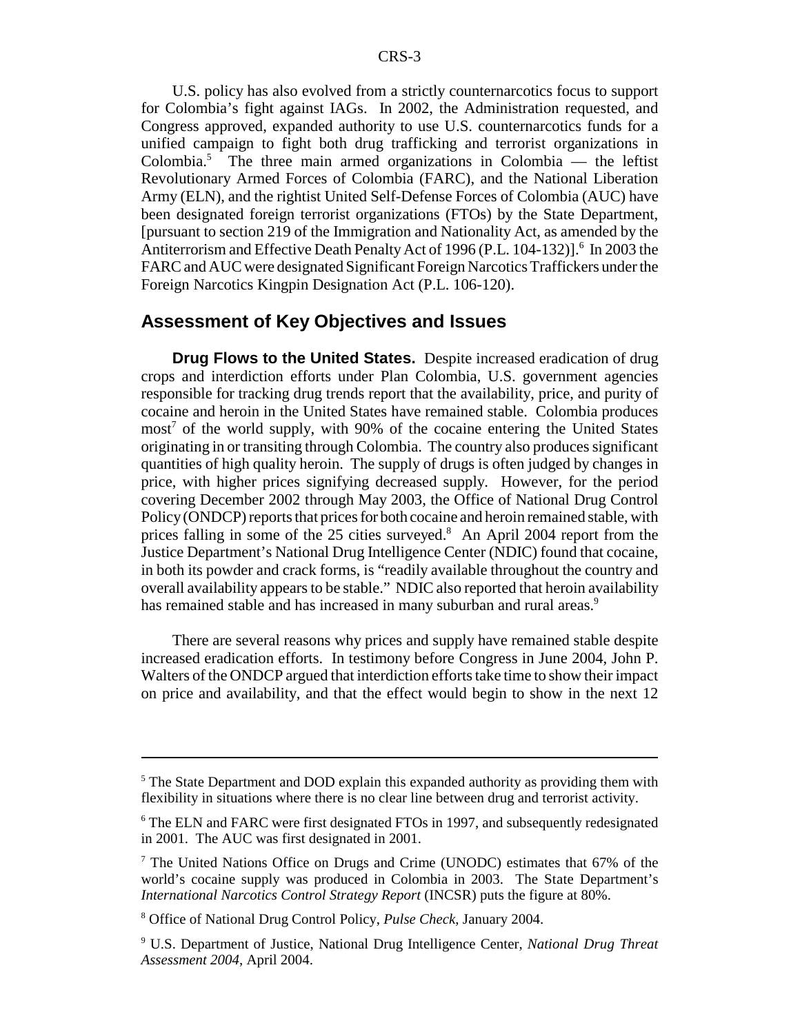U.S. policy has also evolved from a strictly counternarcotics focus to support for Colombia's fight against IAGs. In 2002, the Administration requested, and Congress approved, expanded authority to use U.S. counternarcotics funds for a unified campaign to fight both drug trafficking and terrorist organizations in Colombia.[5] The three main armed organizations in Colombia — the leftist Revolutionary Armed Forces of Colombia (FARC), and the National Liberation Army (ELN), and the rightist United Self-Defense Forces of Colombia (AUC) have been designated foreign terrorist organizations (FTOs) by the State Department, [pursuant to section 219 of the Immigration and Nationality Act, as amended by the Antiterrorism and Effective Death Penalty Act of 1996 (P.L. 104-132)].[6] In 2003 the FARC and AUC were designated Significant Foreign Narcotics Traffickers under the Foreign Narcotics Kingpin Designation Act (P.L. 106-120).

## Assessment of Key Objectives and Issues

**Drug Flows to the United States.** Despite increased eradication of drug crops and interdiction efforts under Plan Colombia, U.S. government agencies responsible for tracking drug trends report that the availability, price, and purity of cocaine and heroin in the United States have remained stable. Colombia produces most[7] of the world supply, with 90% of the cocaine entering the United States originating in or transiting through Colombia. The country also produces significant quantities of high quality heroin. The supply of drugs is often judged by changes in price, with higher prices signifying decreased supply. However, for the period covering December 2002 through May 2003, the Office of National Drug Control Policy (ONDCP) reports that prices for both cocaine and heroin remained stable, with prices falling in some of the 25 cities surveyed.[8] An April 2004 report from the Justice Department's National Drug Intelligence Center (NDIC) found that cocaine, in both its powder and crack forms, is "readily available throughout the country and overall availability appears to be stable." NDIC also reported that heroin availability has remained stable and has increased in many suburban and rural areas.[9]

There are several reasons why prices and supply have remained stable despite increased eradication efforts. In testimony before Congress in June 2004, John P. Walters of the ONDCP argued that interdiction efforts take time to show their impact on price and availability, and that the effect would begin to show in the next 12

---

[5] The State Department and DOD explain this expanded authority as providing them with flexibility in situations where there is no clear line between drug and terrorist activity.

[6] The ELN and FARC were first designated FTOs in 1997, and subsequently redesignated in 2001. The AUC was first designated in 2001.

[7] The United Nations Office on Drugs and Crime (UNODC) estimates that 67% of the world's cocaine supply was produced in Colombia in 2003. The State Department's *International Narcotics Control Strategy Report* (INCSR) puts the figure at 80%.

[8] Office of National Drug Control Policy, *Pulse Check*, January 2004.

[9] U.S. Department of Justice, National Drug Intelligence Center, *National Drug Threat Assessment 2004*, April 2004.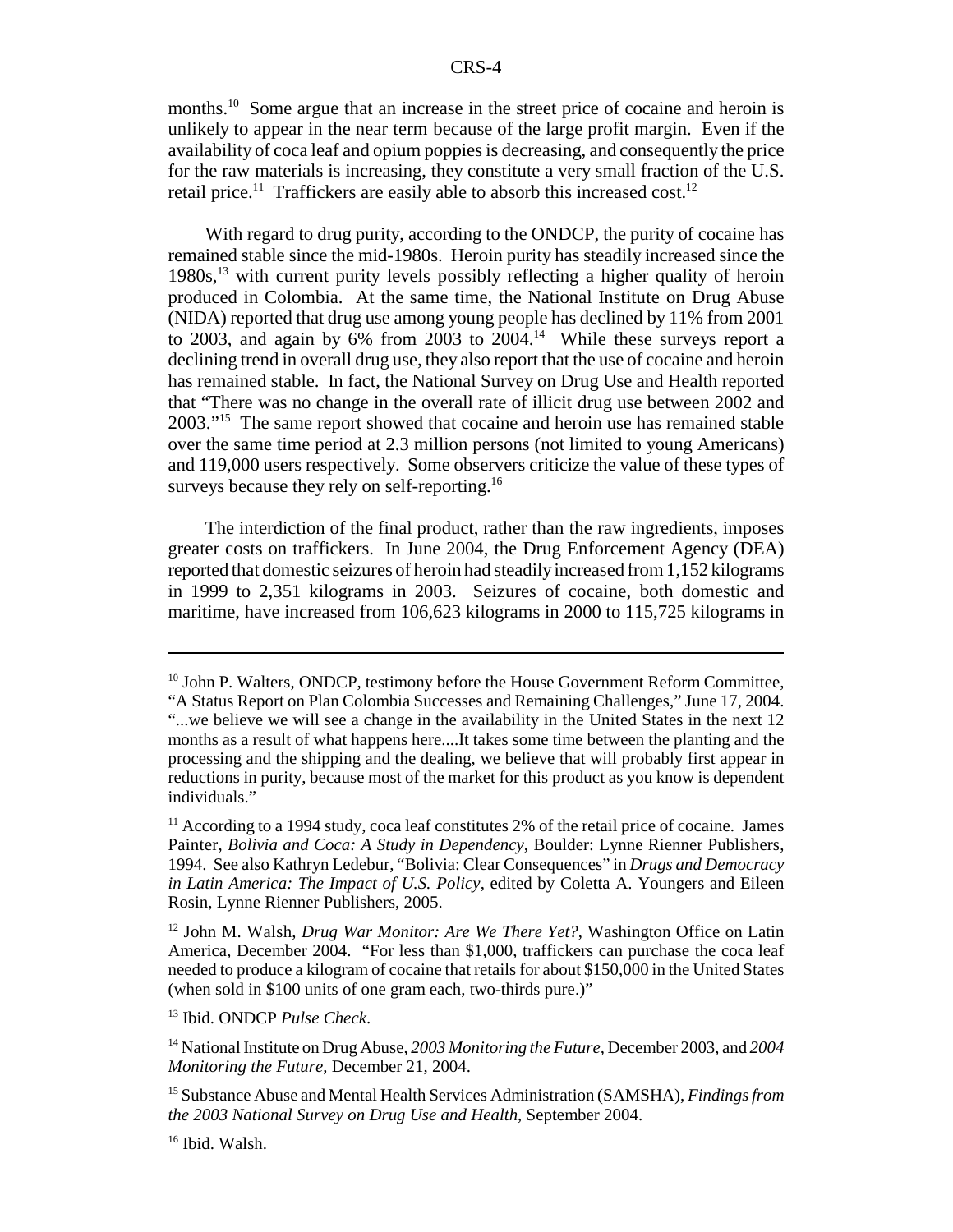months.[10] Some argue that an increase in the street price of cocaine and heroin is unlikely to appear in the near term because of the large profit margin. Even if the availability of coca leaf and opium poppies is decreasing, and consequently the price for the raw materials is increasing, they constitute a very small fraction of the U.S. retail price.[11] Traffickers are easily able to absorb this increased cost.[12]

With regard to drug purity, according to the ONDCP, the purity of cocaine has remained stable since the mid-1980s. Heroin purity has steadily increased since the 1980s,[13] with current purity levels possibly reflecting a higher quality of heroin produced in Colombia. At the same time, the National Institute on Drug Abuse (NIDA) reported that drug use among young people has declined by 11% from 2001 to 2003, and again by 6% from 2003 to 2004.[14] While these surveys report a declining trend in overall drug use, they also report that the use of cocaine and heroin has remained stable. In fact, the National Survey on Drug Use and Health reported that "There was no change in the overall rate of illicit drug use between 2002 and 2003."[15] The same report showed that cocaine and heroin use has remained stable over the same time period at 2.3 million persons (not limited to young Americans) and 119,000 users respectively. Some observers criticize the value of these types of surveys because they rely on self-reporting.[16]

The interdiction of the final product, rather than the raw ingredients, imposes greater costs on traffickers. In June 2004, the Drug Enforcement Agency (DEA) reported that domestic seizures of heroin had steadily increased from 1,152 kilograms in 1999 to 2,351 kilograms in 2003. Seizures of cocaine, both domestic and maritime, have increased from 106,623 kilograms in 2000 to 115,725 kilograms in

---

[10] John P. Walters, ONDCP, testimony before the House Government Reform Committee, "A Status Report on Plan Colombia Successes and Remaining Challenges," June 17, 2004. "...we believe we will see a change in the availability in the United States in the next 12 months as a result of what happens here....It takes some time between the planting and the processing and the shipping and the dealing, we believe that will probably first appear in reductions in purity, because most of the market for this product as you know is dependent individuals."

[11] According to a 1994 study, coca leaf constitutes 2% of the retail price of cocaine. James Painter, *Bolivia and Coca: A Study in Dependency*, Boulder: Lynne Rienner Publishers, 1994. See also Kathryn Ledebur, "Bolivia: Clear Consequences" in *Drugs and Democracy in Latin America: The Impact of U.S. Policy*, edited by Coletta A. Youngers and Eileen Rosin, Lynne Rienner Publishers, 2005.

[12] John M. Walsh, *Drug War Monitor: Are We There Yet?*, Washington Office on Latin America, December 2004. "For less than $1,000, traffickers can purchase the coca leaf needed to produce a kilogram of cocaine that retails for about $150,000 in the United States (when sold in $100 units of one gram each, two-thirds pure.)"

[13] Ibid. ONDCP *Pulse Check*.

[14] National Institute on Drug Abuse, *2003 Monitoring the Future*, December 2003, and *2004 Monitoring the Future*, December 21, 2004.

[15] Substance Abuse and Mental Health Services Administration (SAMSHA), *Findings from the 2003 National Survey on Drug Use and Health*, September 2004.

[16] Ibid. Walsh.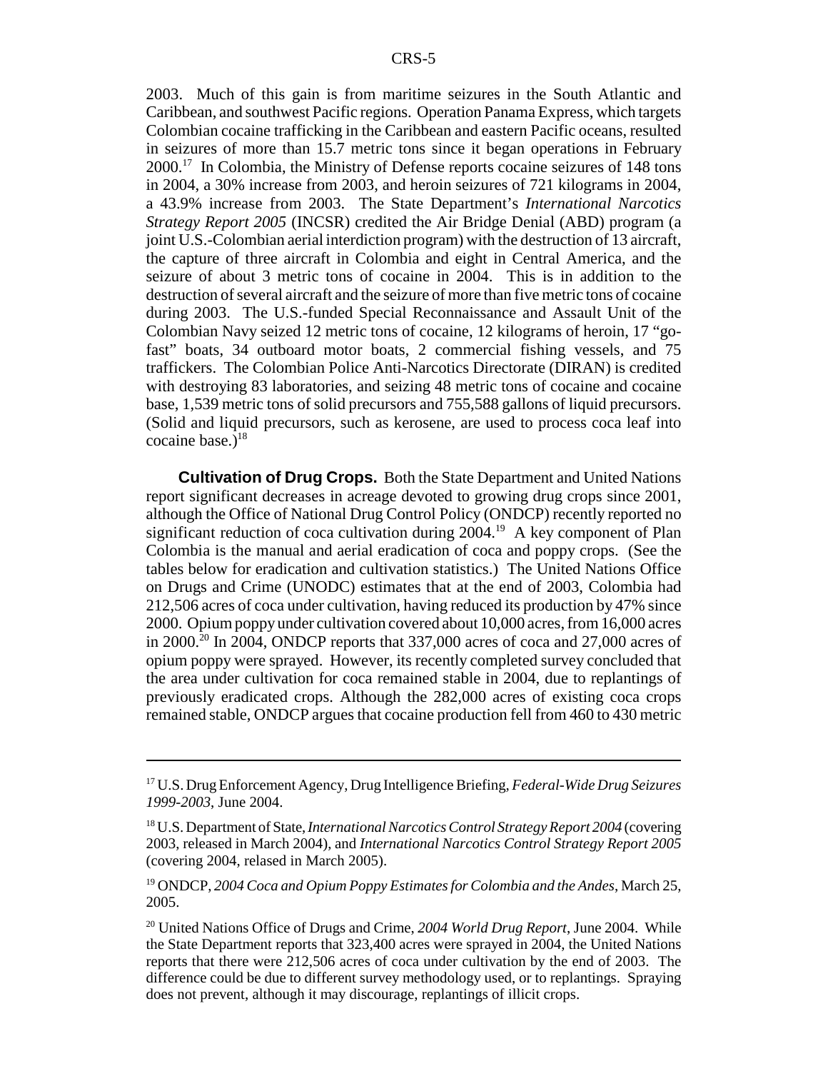2003. Much of this gain is from maritime seizures in the South Atlantic and Caribbean, and southwest Pacific regions. Operation Panama Express, which targets Colombian cocaine trafficking in the Caribbean and eastern Pacific oceans, resulted in seizures of more than 15.7 metric tons since it began operations in February 2000.[17] In Colombia, the Ministry of Defense reports cocaine seizures of 148 tons in 2004, a 30% increase from 2003, and heroin seizures of 721 kilograms in 2004, a 43.9% increase from 2003. The State Department's *International Narcotics Strategy Report 2005* (INCSR) credited the Air Bridge Denial (ABD) program (a joint U.S.-Colombian aerial interdiction program) with the destruction of 13 aircraft, the capture of three aircraft in Colombia and eight in Central America, and the seizure of about 3 metric tons of cocaine in 2004. This is in addition to the destruction of several aircraft and the seizure of more than five metric tons of cocaine during 2003. The U.S.-funded Special Reconnaissance and Assault Unit of the Colombian Navy seized 12 metric tons of cocaine, 12 kilograms of heroin, 17 "go-fast" boats, 34 outboard motor boats, 2 commercial fishing vessels, and 75 traffickers. The Colombian Police Anti-Narcotics Directorate (DIRAN) is credited with destroying 83 laboratories, and seizing 48 metric tons of cocaine and cocaine base, 1,539 metric tons of solid precursors and 755,588 gallons of liquid precursors. (Solid and liquid precursors, such as kerosene, are used to process coca leaf into cocaine base.)[18]

**Cultivation of Drug Crops.** Both the State Department and United Nations report significant decreases in acreage devoted to growing drug crops since 2001, although the Office of National Drug Control Policy (ONDCP) recently reported no significant reduction of coca cultivation during 2004.[19] A key component of Plan Colombia is the manual and aerial eradication of coca and poppy crops. (See the tables below for eradication and cultivation statistics.) The United Nations Office on Drugs and Crime (UNODC) estimates that at the end of 2003, Colombia had 212,506 acres of coca under cultivation, having reduced its production by 47% since 2000. Opium poppy under cultivation covered about 10,000 acres, from 16,000 acres in 2000.[20] In 2004, ONDCP reports that 337,000 acres of coca and 27,000 acres of opium poppy were sprayed. However, its recently completed survey concluded that the area under cultivation for coca remained stable in 2004, due to replantings of previously eradicated crops. Although the 282,000 acres of existing coca crops remained stable, ONDCP argues that cocaine production fell from 460 to 430 metric

---

[17] U.S. Drug Enforcement Agency, Drug Intelligence Briefing, *Federal-Wide Drug Seizures 1999-2003*, June 2004.

[18] U.S. Department of State, *International Narcotics Control Strategy Report 2004* (covering 2003, released in March 2004), and *International Narcotics Control Strategy Report 2005* (covering 2004, relased in March 2005).

[19] ONDCP, *2004 Coca and Opium Poppy Estimates for Colombia and the Andes*, March 25, 2005.

[20] United Nations Office of Drugs and Crime, *2004 World Drug Report*, June 2004. While the State Department reports that 323,400 acres were sprayed in 2004, the United Nations reports that there were 212,506 acres of coca under cultivation by the end of 2003. The difference could be due to different survey methodology used, or to replantings. Spraying does not prevent, although it may discourage, replantings of illicit crops.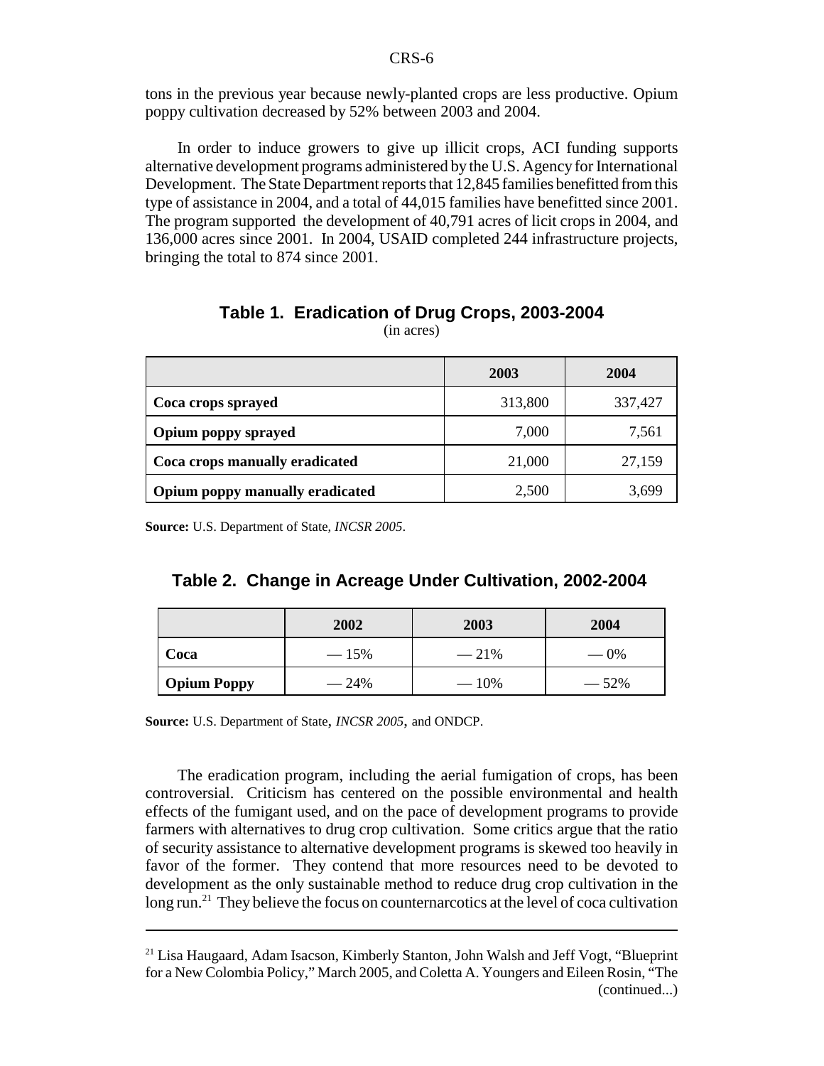tons in the previous year because newly-planted crops are less productive. Opium poppy cultivation decreased by 52% between 2003 and 2004.

In order to induce growers to give up illicit crops, ACI funding supports alternative development programs administered by the U.S. Agency for International Development. The State Department reports that 12,845 families benefitted from this type of assistance in 2004, and a total of 44,015 families have benefitted since 2001. The program supported the development of 40,791 acres of licit crops in 2004, and 136,000 acres since 2001. In 2004, USAID completed 244 infrastructure projects, bringing the total to 874 since 2001.

**Table 1. Eradication of Drug Crops, 2003-2004**
(in acres)

| | 2003 | 2004 |
|---|---|---|
| **Coca crops sprayed** | 313,800 | 337,427 |
| **Opium poppy sprayed** | 7,000 | 7,561 |
| **Coca crops manually eradicated** | 21,000 | 27,159 |
| **Opium poppy manually eradicated** | 2,500 | 3,699 |

**Source:** U.S. Department of State, *INCSR 2005*.

**Table 2. Change in Acreage Under Cultivation, 2002-2004**

| | 2002 | 2003 | 2004 |
|---|---|---|---|
| **Coca** | — 15% | — 21% | — 0% |
| **Opium Poppy** | — 24% | — 10% | — 52% |

**Source:** U.S. Department of State, *INCSR 2005*, and ONDCP.

The eradication program, including the aerial fumigation of crops, has been controversial. Criticism has centered on the possible environmental and health effects of the fumigant used, and on the pace of development programs to provide farmers with alternatives to drug crop cultivation. Some critics argue that the ratio of security assistance to alternative development programs is skewed too heavily in favor of the former. They contend that more resources need to be devoted to development as the only sustainable method to reduce drug crop cultivation in the long run.[21] They believe the focus on counternarcotics at the level of coca cultivation

---

[21] Lisa Haugaard, Adam Isacson, Kimberly Stanton, John Walsh and Jeff Vogt, "Blueprint for a New Colombia Policy," March 2005, and Coletta A. Youngers and Eileen Rosin, "The (continued...)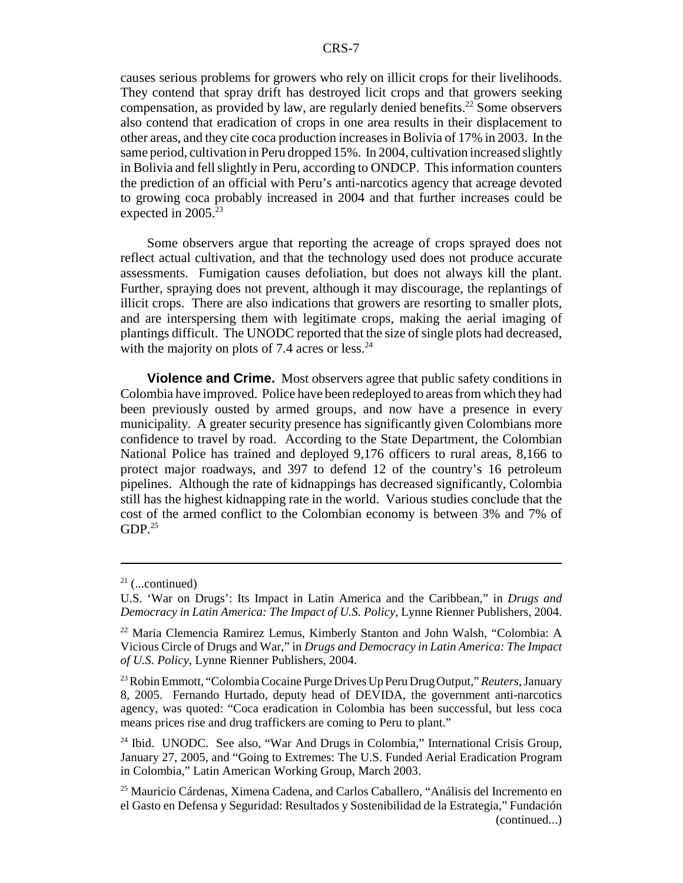causes serious problems for growers who rely on illicit crops for their livelihoods. They contend that spray drift has destroyed licit crops and that growers seeking compensation, as provided by law, are regularly denied benefits.[22] Some observers also contend that eradication of crops in one area results in their displacement to other areas, and they cite coca production increases in Bolivia of 17% in 2003. In the same period, cultivation in Peru dropped 15%. In 2004, cultivation increased slightly in Bolivia and fell slightly in Peru, according to ONDCP. This information counters the prediction of an official with Peru's anti-narcotics agency that acreage devoted to growing coca probably increased in 2004 and that further increases could be expected in 2005.[23]

Some observers argue that reporting the acreage of crops sprayed does not reflect actual cultivation, and that the technology used does not produce accurate assessments. Fumigation causes defoliation, but does not always kill the plant. Further, spraying does not prevent, although it may discourage, the replantings of illicit crops. There are also indications that growers are resorting to smaller plots, and are interspersing them with legitimate crops, making the aerial imaging of plantings difficult. The UNODC reported that the size of single plots had decreased, with the majority on plots of 7.4 acres or less.[24]

**Violence and Crime.** Most observers agree that public safety conditions in Colombia have improved. Police have been redeployed to areas from which they had been previously ousted by armed groups, and now have a presence in every municipality. A greater security presence has significantly given Colombians more confidence to travel by road. According to the State Department, the Colombian National Police has trained and deployed 9,176 officers to rural areas, 8,166 to protect major roadways, and 397 to defend 12 of the country's 16 petroleum pipelines. Although the rate of kidnappings has decreased significantly, Colombia still has the highest kidnapping rate in the world. Various studies conclude that the cost of the armed conflict to the Colombian economy is between 3% and 7% of GDP.[25]

---

[21] (...continued)

U.S. 'War on Drugs': Its Impact in Latin America and the Caribbean," in *Drugs and Democracy in Latin America: The Impact of U.S. Policy*, Lynne Rienner Publishers, 2004.

[22] Maria Clemencia Ramirez Lemus, Kimberly Stanton and John Walsh, "Colombia: A Vicious Circle of Drugs and War," in *Drugs and Democracy in Latin America: The Impact of U.S. Policy*, Lynne Rienner Publishers, 2004.

[23] Robin Emmott, "Colombia Cocaine Purge Drives Up Peru Drug Output," *Reuters*, January 8, 2005. Fernando Hurtado, deputy head of DEVIDA, the government anti-narcotics agency, was quoted: "Coca eradication in Colombia has been successful, but less coca means prices rise and drug traffickers are coming to Peru to plant."

[24] Ibid. UNODC. See also, "War And Drugs in Colombia," International Crisis Group, January 27, 2005, and "Going to Extremes: The U.S. Funded Aerial Eradication Program in Colombia," Latin American Working Group, March 2003.

[25] Mauricio Cárdenas, Ximena Cadena, and Carlos Caballero, "Análisis del Incremento en el Gasto en Defensa y Seguridad: Resultados y Sostenibilidad de la Estrategia," Fundación (continued...)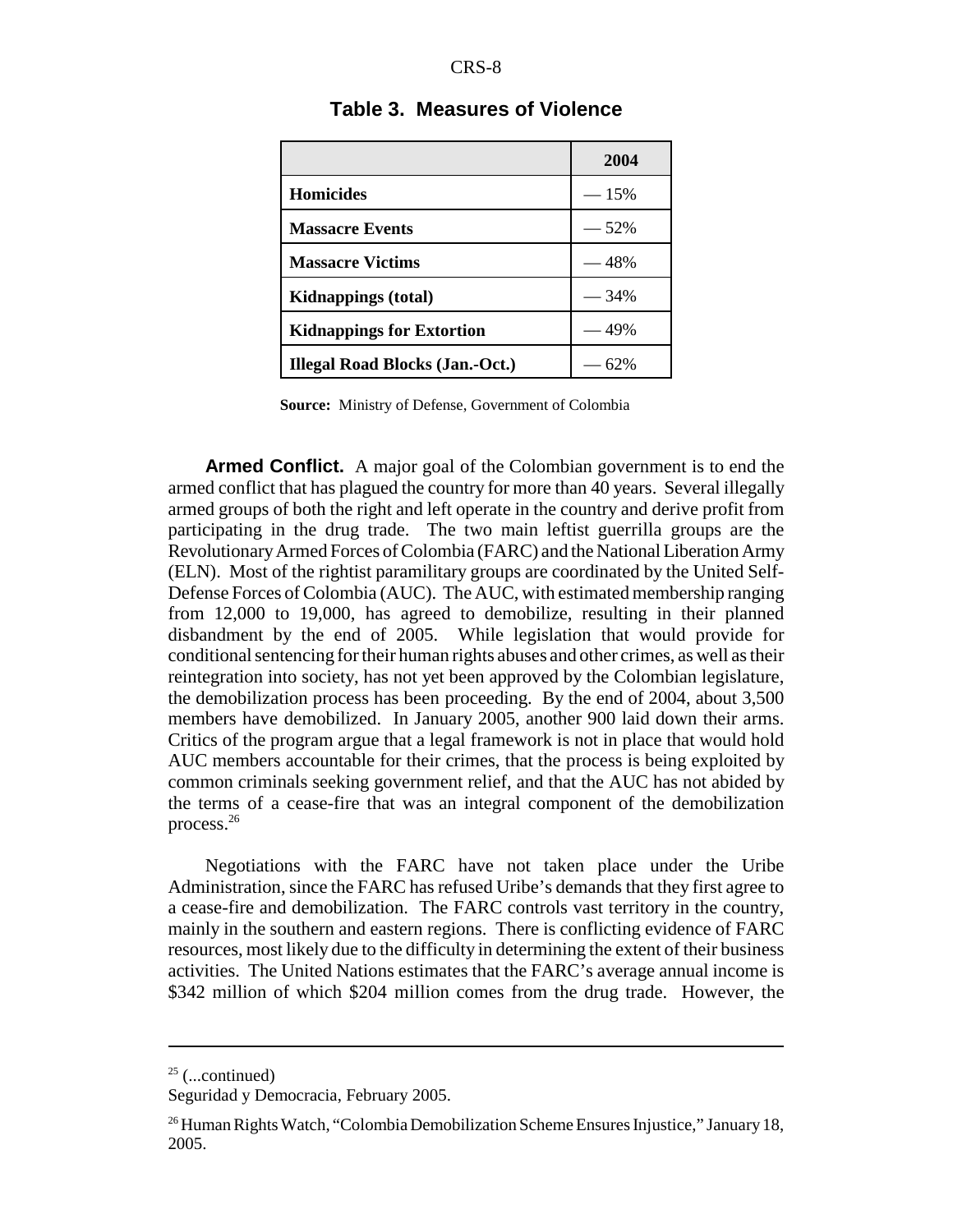**Table 3. Measures of Violence**

| | 2004 |
|---|---|
| **Homicides** | — 15% |
| **Massacre Events** | — 52% |
| **Massacre Victims** | — 48% |
| **Kidnappings (total)** | — 34% |
| **Kidnappings for Extortion** | — 49% |
| **Illegal Road Blocks (Jan.-Oct.)** | — 62% |

**Source:** Ministry of Defense, Government of Colombia

**Armed Conflict.** A major goal of the Colombian government is to end the armed conflict that has plagued the country for more than 40 years. Several illegally armed groups of both the right and left operate in the country and derive profit from participating in the drug trade. The two main leftist guerrilla groups are the Revolutionary Armed Forces of Colombia (FARC) and the National Liberation Army (ELN). Most of the rightist paramilitary groups are coordinated by the United Self-Defense Forces of Colombia (AUC). The AUC, with estimated membership ranging from 12,000 to 19,000, has agreed to demobilize, resulting in their planned disbandment by the end of 2005. While legislation that would provide for conditional sentencing for their human rights abuses and other crimes, as well as their reintegration into society, has not yet been approved by the Colombian legislature, the demobilization process has been proceeding. By the end of 2004, about 3,500 members have demobilized. In January 2005, another 900 laid down their arms. Critics of the program argue that a legal framework is not in place that would hold AUC members accountable for their crimes, that the process is being exploited by common criminals seeking government relief, and that the AUC has not abided by the terms of a cease-fire that was an integral component of the demobilization process.[26]

Negotiations with the FARC have not taken place under the Uribe Administration, since the FARC has refused Uribe's demands that they first agree to a cease-fire and demobilization. The FARC controls vast territory in the country, mainly in the southern and eastern regions. There is conflicting evidence of FARC resources, most likely due to the difficulty in determining the extent of their business activities. The United Nations estimates that the FARC's average annual income is $342 million of which $204 million comes from the drug trade. However, the

---

[25] (...continued)
Seguridad y Democracia, February 2005.

[26] Human Rights Watch, "Colombia Demobilization Scheme Ensures Injustice," January 18, 2005.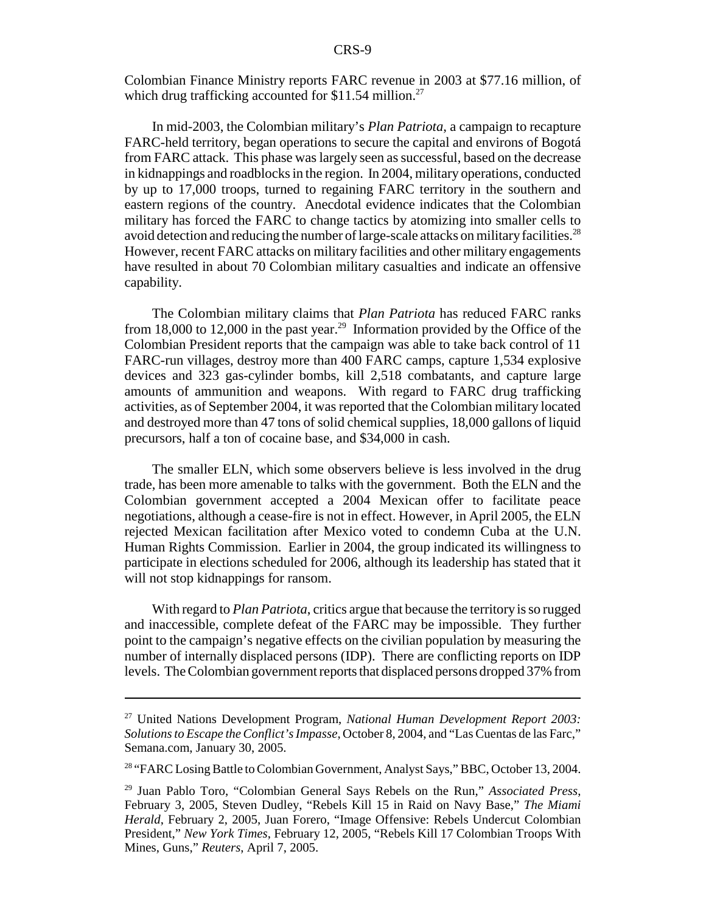Colombian Finance Ministry reports FARC revenue in 2003 at \$77.16 million, of which drug trafficking accounted for \$11.54 million.[27]

In mid-2003, the Colombian military's *Plan Patriota*, a campaign to recapture FARC-held territory, began operations to secure the capital and environs of Bogotá from FARC attack. This phase was largely seen as successful, based on the decrease in kidnappings and roadblocks in the region. In 2004, military operations, conducted by up to 17,000 troops, turned to regaining FARC territory in the southern and eastern regions of the country. Anecdotal evidence indicates that the Colombian military has forced the FARC to change tactics by atomizing into smaller cells to avoid detection and reducing the number of large-scale attacks on military facilities.[28] However, recent FARC attacks on military facilities and other military engagements have resulted in about 70 Colombian military casualties and indicate an offensive capability.

The Colombian military claims that *Plan Patriota* has reduced FARC ranks from 18,000 to 12,000 in the past year.[29] Information provided by the Office of the Colombian President reports that the campaign was able to take back control of 11 FARC-run villages, destroy more than 400 FARC camps, capture 1,534 explosive devices and 323 gas-cylinder bombs, kill 2,518 combatants, and capture large amounts of ammunition and weapons. With regard to FARC drug trafficking activities, as of September 2004, it was reported that the Colombian military located and destroyed more than 47 tons of solid chemical supplies, 18,000 gallons of liquid precursors, half a ton of cocaine base, and \$34,000 in cash.

The smaller ELN, which some observers believe is less involved in the drug trade, has been more amenable to talks with the government. Both the ELN and the Colombian government accepted a 2004 Mexican offer to facilitate peace negotiations, although a cease-fire is not in effect. However, in April 2005, the ELN rejected Mexican facilitation after Mexico voted to condemn Cuba at the U.N. Human Rights Commission. Earlier in 2004, the group indicated its willingness to participate in elections scheduled for 2006, although its leadership has stated that it will not stop kidnappings for ransom.

With regard to *Plan Patriota*, critics argue that because the territory is so rugged and inaccessible, complete defeat of the FARC may be impossible. They further point to the campaign's negative effects on the civilian population by measuring the number of internally displaced persons (IDP). There are conflicting reports on IDP levels. The Colombian government reports that displaced persons dropped 37% from

---

[27] United Nations Development Program, *National Human Development Report 2003: Solutions to Escape the Conflict's Impasse*, October 8, 2004, and "Las Cuentas de las Farc," Semana.com, January 30, 2005.

[28] "FARC Losing Battle to Colombian Government, Analyst Says," BBC, October 13, 2004.

[29] Juan Pablo Toro, "Colombian General Says Rebels on the Run," *Associated Press*, February 3, 2005, Steven Dudley, "Rebels Kill 15 in Raid on Navy Base," *The Miami Herald*, February 2, 2005, Juan Forero, "Image Offensive: Rebels Undercut Colombian President," *New York Times*, February 12, 2005, "Rebels Kill 17 Colombian Troops With Mines, Guns," *Reuters*, April 7, 2005.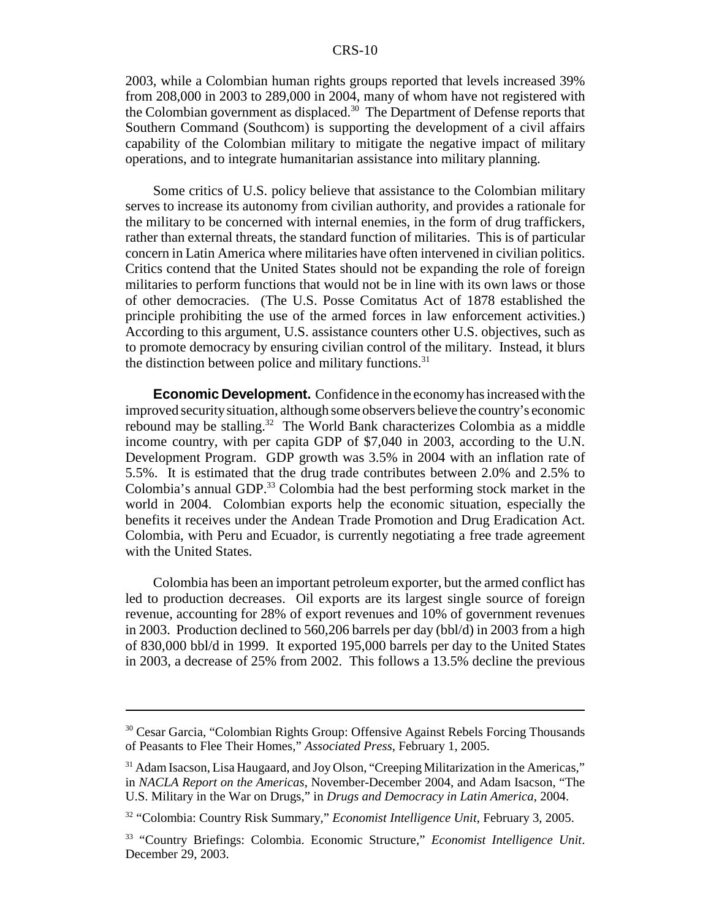2003, while a Colombian human rights groups reported that levels increased 39% from 208,000 in 2003 to 289,000 in 2004, many of whom have not registered with the Colombian government as displaced.[30] The Department of Defense reports that Southern Command (Southcom) is supporting the development of a civil affairs capability of the Colombian military to mitigate the negative impact of military operations, and to integrate humanitarian assistance into military planning.

Some critics of U.S. policy believe that assistance to the Colombian military serves to increase its autonomy from civilian authority, and provides a rationale for the military to be concerned with internal enemies, in the form of drug traffickers, rather than external threats, the standard function of militaries. This is of particular concern in Latin America where militaries have often intervened in civilian politics. Critics contend that the United States should not be expanding the role of foreign militaries to perform functions that would not be in line with its own laws or those of other democracies. (The U.S. Posse Comitatus Act of 1878 established the principle prohibiting the use of the armed forces in law enforcement activities.) According to this argument, U.S. assistance counters other U.S. objectives, such as to promote democracy by ensuring civilian control of the military. Instead, it blurs the distinction between police and military functions.[31]

**Economic Development.** Confidence in the economy has increased with the improved security situation, although some observers believe the country's economic rebound may be stalling.[32] The World Bank characterizes Colombia as a middle income country, with per capita GDP of $7,040 in 2003, according to the U.N. Development Program. GDP growth was 3.5% in 2004 with an inflation rate of 5.5%. It is estimated that the drug trade contributes between 2.0% and 2.5% to Colombia's annual GDP.[33] Colombia had the best performing stock market in the world in 2004. Colombian exports help the economic situation, especially the benefits it receives under the Andean Trade Promotion and Drug Eradication Act. Colombia, with Peru and Ecuador, is currently negotiating a free trade agreement with the United States.

Colombia has been an important petroleum exporter, but the armed conflict has led to production decreases. Oil exports are its largest single source of foreign revenue, accounting for 28% of export revenues and 10% of government revenues in 2003. Production declined to 560,206 barrels per day (bbl/d) in 2003 from a high of 830,000 bbl/d in 1999. It exported 195,000 barrels per day to the United States in 2003, a decrease of 25% from 2002. This follows a 13.5% decline the previous

---

[30] Cesar Garcia, "Colombian Rights Group: Offensive Against Rebels Forcing Thousands of Peasants to Flee Their Homes," *Associated Press*, February 1, 2005.

[31] Adam Isacson, Lisa Haugaard, and Joy Olson, "Creeping Militarization in the Americas," in *NACLA Report on the Americas*, November-December 2004, and Adam Isacson, "The U.S. Military in the War on Drugs," in *Drugs and Democracy in Latin America*, 2004.

[32] "Colombia: Country Risk Summary," *Economist Intelligence Unit*, February 3, 2005.

[33] "Country Briefings: Colombia. Economic Structure," *Economist Intelligence Unit*. December 29, 2003.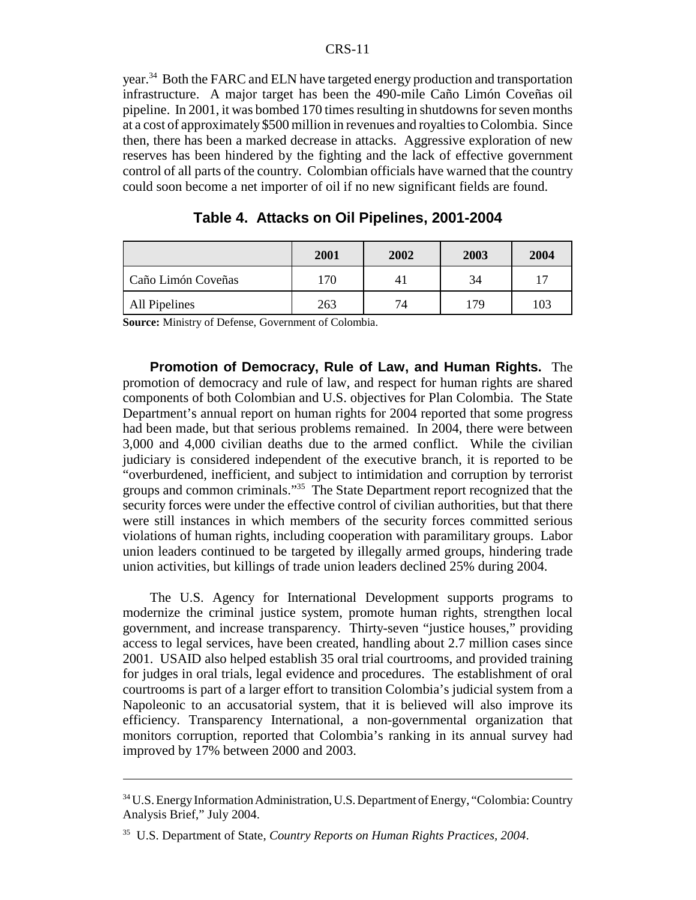year.[34] Both the FARC and ELN have targeted energy production and transportation infrastructure. A major target has been the 490-mile Caño Limón Coveñas oil pipeline. In 2001, it was bombed 170 times resulting in shutdowns for seven months at a cost of approximately $500 million in revenues and royalties to Colombia. Since then, there has been a marked decrease in attacks. Aggressive exploration of new reserves has been hindered by the fighting and the lack of effective government control of all parts of the country. Colombian officials have warned that the country could soon become a net importer of oil if no new significant fields are found.

**Table 4. Attacks on Oil Pipelines, 2001-2004**

| | 2001 | 2002 | 2003 | 2004 |
|---|---|---|---|---|
| Caño Limón Coveñas | 170 | 41 | 34 | 17 |
| All Pipelines | 263 | 74 | 179 | 103 |

**Source:** Ministry of Defense, Government of Colombia.

**Promotion of Democracy, Rule of Law, and Human Rights.** The promotion of democracy and rule of law, and respect for human rights are shared components of both Colombian and U.S. objectives for Plan Colombia. The State Department's annual report on human rights for 2004 reported that some progress had been made, but that serious problems remained. In 2004, there were between 3,000 and 4,000 civilian deaths due to the armed conflict. While the civilian judiciary is considered independent of the executive branch, it is reported to be "overburdened, inefficient, and subject to intimidation and corruption by terrorist groups and common criminals."[35] The State Department report recognized that the security forces were under the effective control of civilian authorities, but that there were still instances in which members of the security forces committed serious violations of human rights, including cooperation with paramilitary groups. Labor union leaders continued to be targeted by illegally armed groups, hindering trade union activities, but killings of trade union leaders declined 25% during 2004.

The U.S. Agency for International Development supports programs to modernize the criminal justice system, promote human rights, strengthen local government, and increase transparency. Thirty-seven "justice houses," providing access to legal services, have been created, handling about 2.7 million cases since 2001. USAID also helped establish 35 oral trial courtrooms, and provided training for judges in oral trials, legal evidence and procedures. The establishment of oral courtrooms is part of a larger effort to transition Colombia's judicial system from a Napoleonic to an accusatorial system, that it is believed will also improve its efficiency. Transparency International, a non-governmental organization that monitors corruption, reported that Colombia's ranking in its annual survey had improved by 17% between 2000 and 2003.

---

[34] U.S. Energy Information Administration, U.S. Department of Energy, "Colombia: Country Analysis Brief," July 2004.

[35] U.S. Department of State, *Country Reports on Human Rights Practices, 2004*.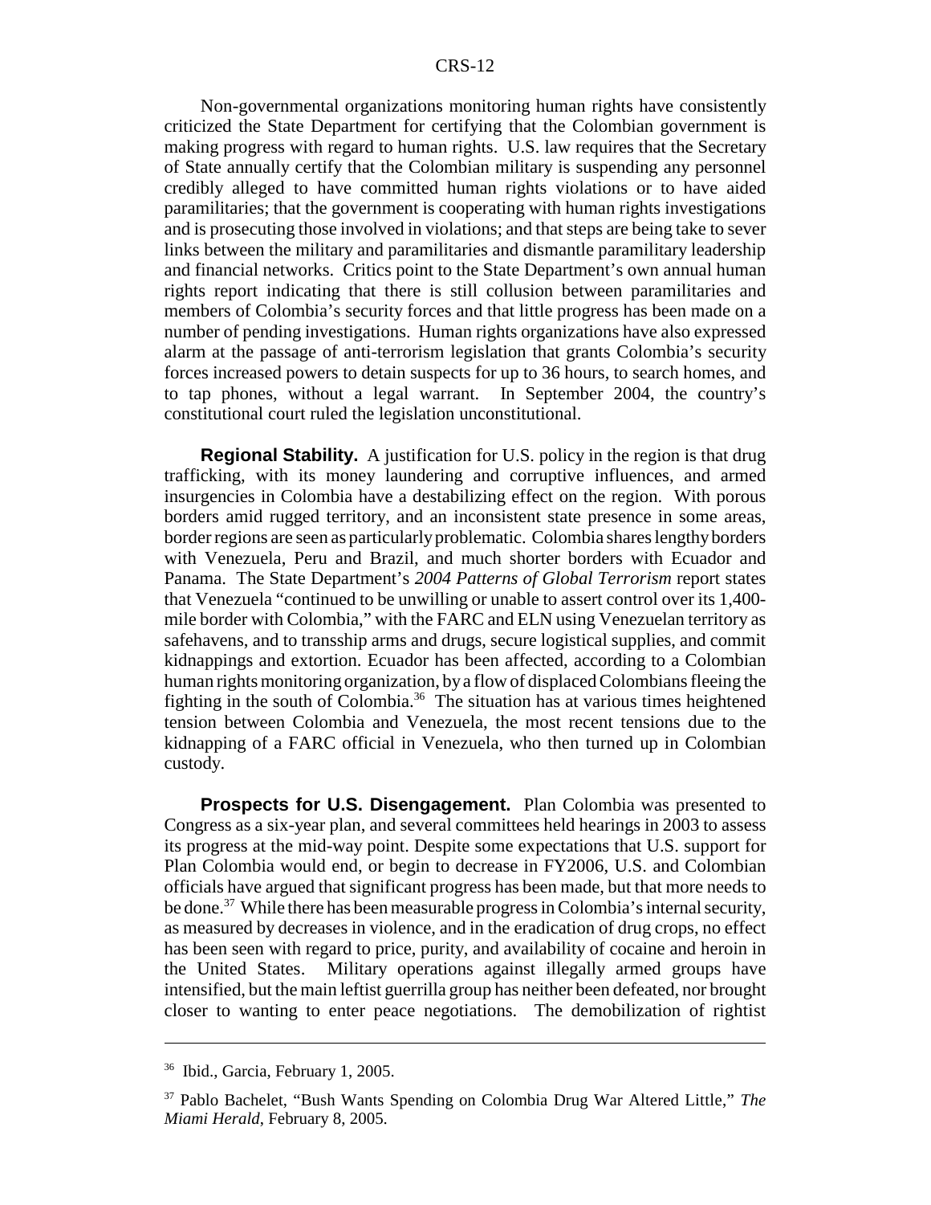Non-governmental organizations monitoring human rights have consistently criticized the State Department for certifying that the Colombian government is making progress with regard to human rights. U.S. law requires that the Secretary of State annually certify that the Colombian military is suspending any personnel credibly alleged to have committed human rights violations or to have aided paramilitaries; that the government is cooperating with human rights investigations and is prosecuting those involved in violations; and that steps are being take to sever links between the military and paramilitaries and dismantle paramilitary leadership and financial networks. Critics point to the State Department's own annual human rights report indicating that there is still collusion between paramilitaries and members of Colombia's security forces and that little progress has been made on a number of pending investigations. Human rights organizations have also expressed alarm at the passage of anti-terrorism legislation that grants Colombia's security forces increased powers to detain suspects for up to 36 hours, to search homes, and to tap phones, without a legal warrant. In September 2004, the country's constitutional court ruled the legislation unconstitutional.

**Regional Stability.** A justification for U.S. policy in the region is that drug trafficking, with its money laundering and corruptive influences, and armed insurgencies in Colombia have a destabilizing effect on the region. With porous borders amid rugged territory, and an inconsistent state presence in some areas, border regions are seen as particularly problematic. Colombia shares lengthy borders with Venezuela, Peru and Brazil, and much shorter borders with Ecuador and Panama. The State Department's *2004 Patterns of Global Terrorism* report states that Venezuela "continued to be unwilling or unable to assert control over its 1,400-mile border with Colombia," with the FARC and ELN using Venezuelan territory as safehavens, and to transship arms and drugs, secure logistical supplies, and commit kidnappings and extortion. Ecuador has been affected, according to a Colombian human rights monitoring organization, by a flow of displaced Colombians fleeing the fighting in the south of Colombia.[36] The situation has at various times heightened tension between Colombia and Venezuela, the most recent tensions due to the kidnapping of a FARC official in Venezuela, who then turned up in Colombian custody.

**Prospects for U.S. Disengagement.** Plan Colombia was presented to Congress as a six-year plan, and several committees held hearings in 2003 to assess its progress at the mid-way point. Despite some expectations that U.S. support for Plan Colombia would end, or begin to decrease in FY2006, U.S. and Colombian officials have argued that significant progress has been made, but that more needs to be done.[37] While there has been measurable progress in Colombia's internal security, as measured by decreases in violence, and in the eradication of drug crops, no effect has been seen with regard to price, purity, and availability of cocaine and heroin in the United States. Military operations against illegally armed groups have intensified, but the main leftist guerrilla group has neither been defeated, nor brought closer to wanting to enter peace negotiations. The demobilization of rightist

---

[36] Ibid., Garcia, February 1, 2005.

[37] Pablo Bachelet, "Bush Wants Spending on Colombia Drug War Altered Little," *The Miami Herald*, February 8, 2005.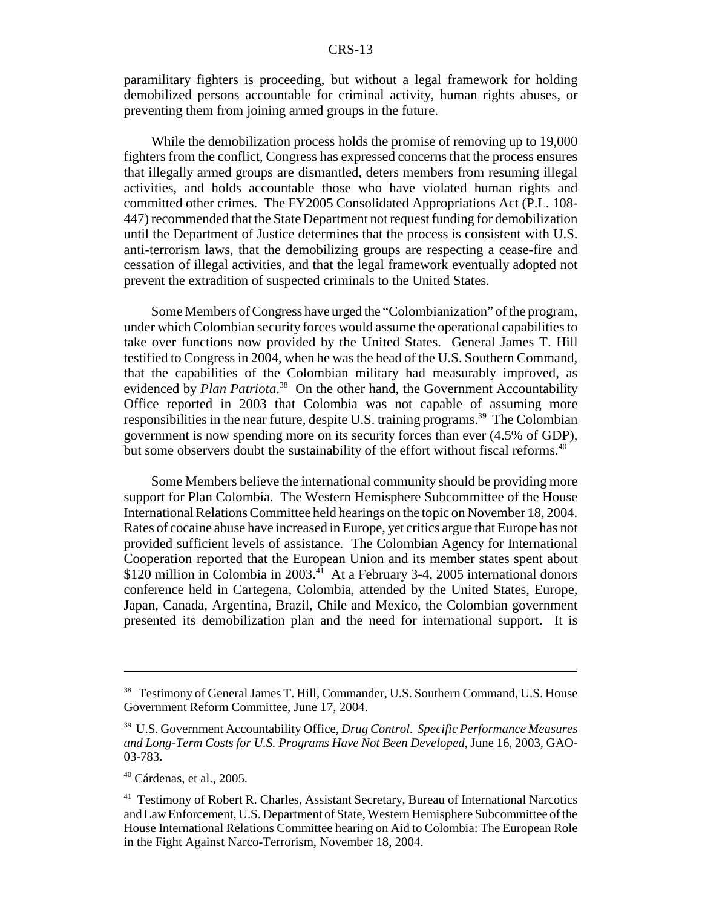paramilitary fighters is proceeding, but without a legal framework for holding demobilized persons accountable for criminal activity, human rights abuses, or preventing them from joining armed groups in the future.

While the demobilization process holds the promise of removing up to 19,000 fighters from the conflict, Congress has expressed concerns that the process ensures that illegally armed groups are dismantled, deters members from resuming illegal activities, and holds accountable those who have violated human rights and committed other crimes. The FY2005 Consolidated Appropriations Act (P.L. 108-447) recommended that the State Department not request funding for demobilization until the Department of Justice determines that the process is consistent with U.S. anti-terrorism laws, that the demobilizing groups are respecting a cease-fire and cessation of illegal activities, and that the legal framework eventually adopted not prevent the extradition of suspected criminals to the United States.

Some Members of Congress have urged the "Colombianization" of the program, under which Colombian security forces would assume the operational capabilities to take over functions now provided by the United States. General James T. Hill testified to Congress in 2004, when he was the head of the U.S. Southern Command, that the capabilities of the Colombian military had measurably improved, as evidenced by *Plan Patriota*.[38] On the other hand, the Government Accountability Office reported in 2003 that Colombia was not capable of assuming more responsibilities in the near future, despite U.S. training programs.[39] The Colombian government is now spending more on its security forces than ever (4.5% of GDP), but some observers doubt the sustainability of the effort without fiscal reforms.[40]

Some Members believe the international community should be providing more support for Plan Colombia. The Western Hemisphere Subcommittee of the House International Relations Committee held hearings on the topic on November 18, 2004. Rates of cocaine abuse have increased in Europe, yet critics argue that Europe has not provided sufficient levels of assistance. The Colombian Agency for International Cooperation reported that the European Union and its member states spent about $120 million in Colombia in 2003.[41] At a February 3-4, 2005 international donors conference held in Cartegena, Colombia, attended by the United States, Europe, Japan, Canada, Argentina, Brazil, Chile and Mexico, the Colombian government presented its demobilization plan and the need for international support. It is

---

[38] Testimony of General James T. Hill, Commander, U.S. Southern Command, U.S. House Government Reform Committee, June 17, 2004.

[39] U.S. Government Accountability Office, *Drug Control. Specific Performance Measures and Long-Term Costs for U.S. Programs Have Not Been Developed*, June 16, 2003, GAO-03-783.

[40] Cárdenas, et al., 2005.

[41] Testimony of Robert R. Charles, Assistant Secretary, Bureau of International Narcotics and Law Enforcement, U.S. Department of State, Western Hemisphere Subcommittee of the House International Relations Committee hearing on Aid to Colombia: The European Role in the Fight Against Narco-Terrorism, November 18, 2004.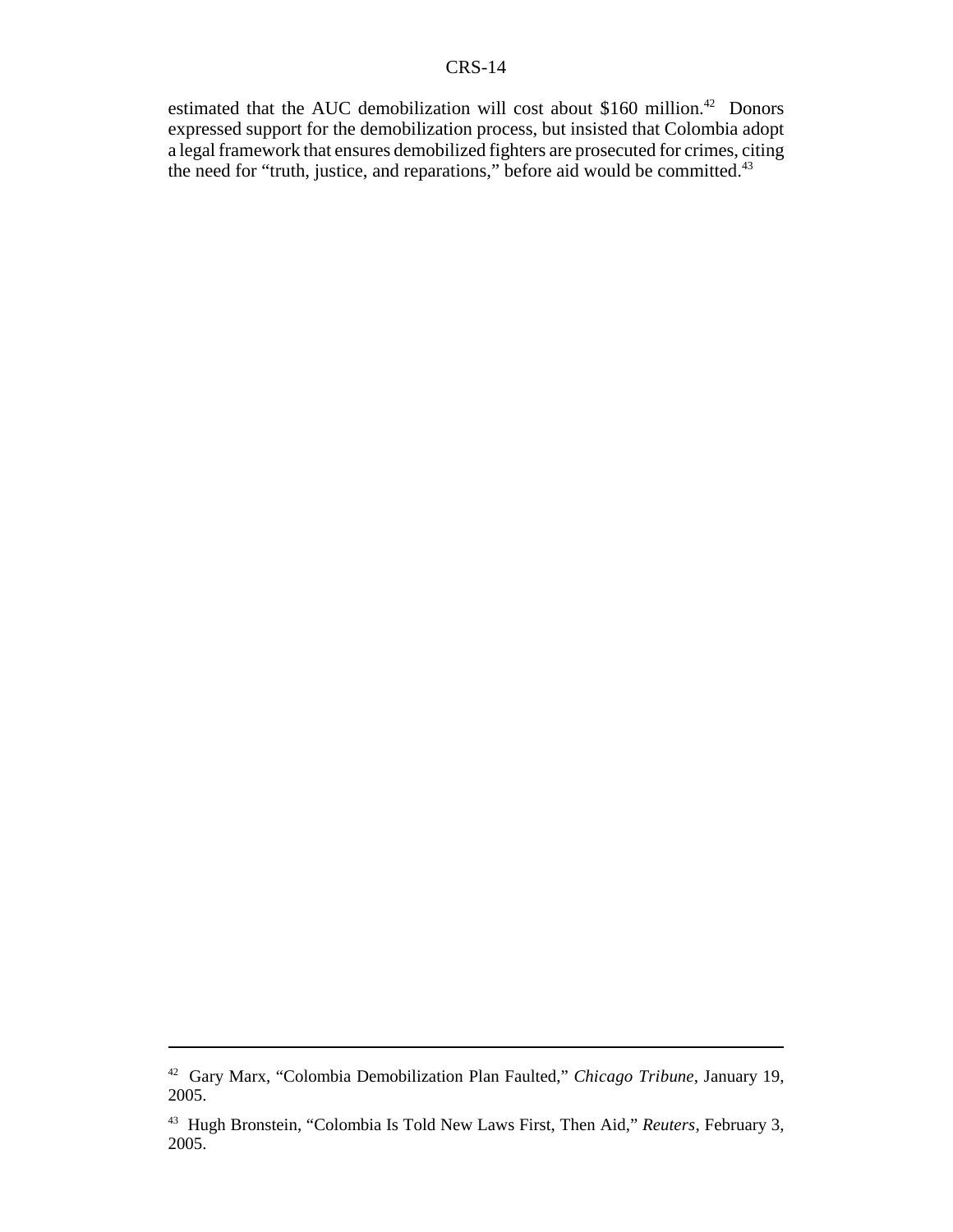estimated that the AUC demobilization will cost about $160 million.[42] Donors expressed support for the demobilization process, but insisted that Colombia adopt a legal framework that ensures demobilized fighters are prosecuted for crimes, citing the need for "truth, justice, and reparations," before aid would be committed.[43]

---

[42] Gary Marx, "Colombia Demobilization Plan Faulted," *Chicago Tribune*, January 19, 2005.

[43] Hugh Bronstein, "Colombia Is Told New Laws First, Then Aid," *Reuters*, February 3, 2005.